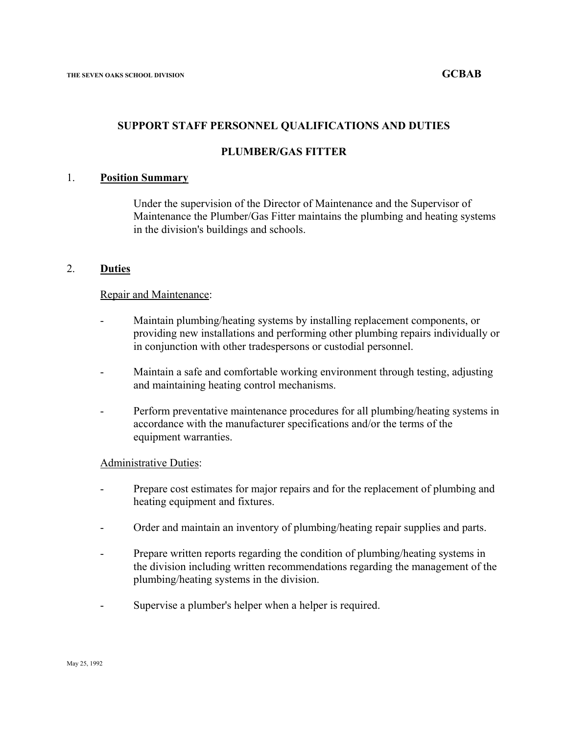THE SEVEN OAKS SCHOOL DIVISION **GCBAB**

## SUPPORT STAFF PERSONNEL QUALIFICATIONS AND DUTIES

## PLUMBER/GAS FITTER

### 1. Position Summary

Under the supervision of the Director of Maintenance and the Supervisor of Maintenance the Plumber/Gas Fitter maintains the plumbing and heating systems in the division's buildings and schools.

### 2. Duties

Repair and Maintenance:

- Maintain plumbing/heating systems by installing replacement components, or providing new installations and performing other plumbing repairs individually or in conjunction with other tradespersons or custodial personnel.
- Maintain a safe and comfortable working environment through testing, adjusting and maintaining heating control mechanisms.
- Perform preventative maintenance procedures for all plumbing/heating systems in accordance with the manufacturer specifications and/or the terms of the equipment warranties.

Administrative Duties:

- Prepare cost estimates for major repairs and for the replacement of plumbing and heating equipment and fixtures.
- Order and maintain an inventory of plumbing/heating repair supplies and parts.
- Prepare written reports regarding the condition of plumbing/heating systems in the division including written recommendations regarding the management of the plumbing/heating systems in the division.
- Supervise a plumber's helper when a helper is required.

May 25, 1992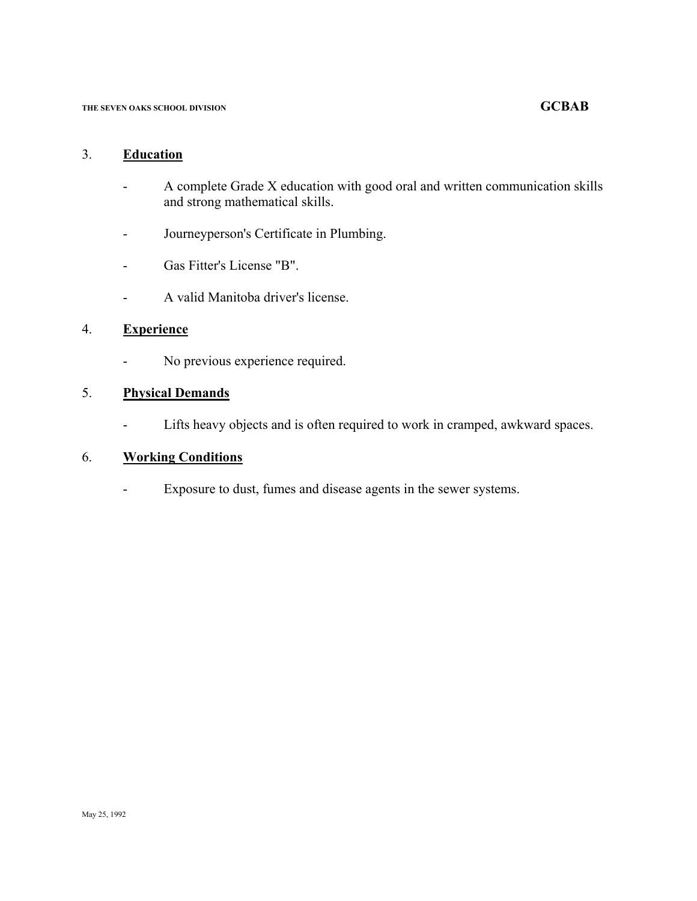3. **Education**

   - A complete Grade X education with good oral and written communication skills and strong mathematical skills.

   - Journeyperson's Certificate in Plumbing.

   - Gas Fitter's License "B".

   - A valid Manitoba driver's license.

4. **Experience**

   - No previous experience required.

5. **Physical Demands**

   - Lifts heavy objects and is often required to work in cramped, awkward spaces.

6. **Working Conditions**

   - Exposure to dust, fumes and disease agents in the sewer systems.